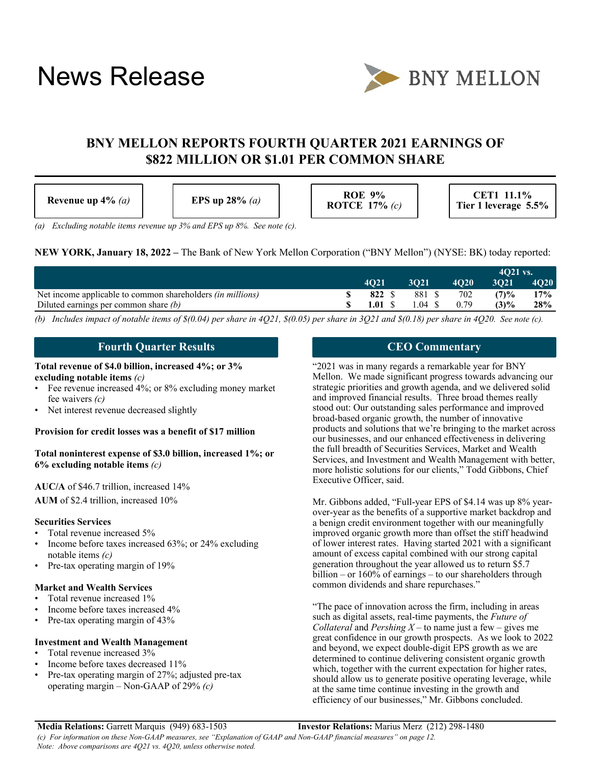# News Release

## BNY MELLON REPORTS FOURTH QUARTER 2021 EARNINGS OF $822 MILLION OR $1.01 PER COMMON SHARE

| **Revenue up 4%** *(a)* | **EPS up 28%** *(a)* | **ROE 9%** **ROTCE 17%** *(c)* | **CET1 11.1%** **Tier 1 leverage 5.5%** |
|---|---|---|---|

*(a) Excluding notable items revenue up 3% and EPS up 8%. See note (c).*

**NEW YORK, January 18, 2022 –** The Bank of New York Mellon Corporation ("BNY Mellon") (NYSE: BK) today reported:

| | 4Q21 | 3Q21 | 4Q20 | 4Q21 vs. 3Q21 | 4Q21 vs. 4Q20 |
|---|---|---|---|---|---|
| Net income applicable to common shareholders *(in millions)* | $ **822** | $ 881 | $ 702 | **(7)%** | **17%** |
| Diluted earnings per common share *(b)* | $ **1.01** | $ 1.04 | $ 0.79 | **(3)%** | **28%** |

*(b) Includes impact of notable items of $(0.04) per share in 4Q21, $(0.05) per share in 3Q21 and $(0.18) per share in 4Q20. See note (c).*

## Fourth Quarter Results

**Total revenue of $4.0 billion, increased 4%; or 3% excluding notable items** *(c)*

- Fee revenue increased 4%; or 8% excluding money market fee waivers *(c)*
- Net interest revenue decreased slightly

**Provision for credit losses was a benefit of $17 million**

**Total noninterest expense of $3.0 billion, increased 1%; or 6% excluding notable items** *(c)*

**AUC/A** of $46.7 trillion, increased 14%

**AUM** of $2.4 trillion, increased 10%

### Securities Services

- Total revenue increased 5%
- Income before taxes increased 63%; or 24% excluding notable items *(c)*
- Pre-tax operating margin of 19%

### Market and Wealth Services

- Total revenue increased 1%
- Income before taxes increased 4%
- Pre-tax operating margin of 43%

### Investment and Wealth Management

- Total revenue increased 3%
- Income before taxes decreased 11%
- Pre-tax operating margin of 27%; adjusted pre-tax operating margin – Non-GAAP of 29% *(c)*

## CEO Commentary

"2021 was in many regards a remarkable year for BNY Mellon. We made significant progress towards advancing our strategic priorities and growth agenda, and we delivered solid and improved financial results. Three broad themes really stood out: Our outstanding sales performance and improved broad-based organic growth, the number of innovative products and solutions that we're bringing to the market across our businesses, and our enhanced effectiveness in delivering the full breadth of Securities Services, Market and Wealth Services, and Investment and Wealth Management with better, more holistic solutions for our clients," Todd Gibbons, Chief Executive Officer, said.

Mr. Gibbons added, "Full-year EPS of $4.14 was up 8% year-over-year as the benefits of a supportive market backdrop and a benign credit environment together with our meaningfully improved organic growth more than offset the stiff headwind of lower interest rates. Having started 2021 with a significant amount of excess capital combined with our strong capital generation throughout the year allowed us to return $5.7 billion – or 160% of earnings – to our shareholders through common dividends and share repurchases."

"The pace of innovation across the firm, including in areas such as digital assets, real-time payments, the *Future of Collateral* and *Pershing X* – to name just a few – gives me great confidence in our growth prospects. As we look to 2022 and beyond, we expect double-digit EPS growth as we are determined to continue delivering consistent organic growth which, together with the current expectation for higher rates, should allow us to generate positive operating leverage, while at the same time continue investing in the growth and efficiency of our businesses," Mr. Gibbons concluded.

**Media Relations:** Garrett Marquis (949) 683-1503 **Investor Relations:** Marius Merz (212) 298-1480

*(c) For information on these Non-GAAP measures, see "Explanation of GAAP and Non-GAAP financial measures" on page 12.*
*Note: Above comparisons are 4Q21 vs. 4Q20, unless otherwise noted.*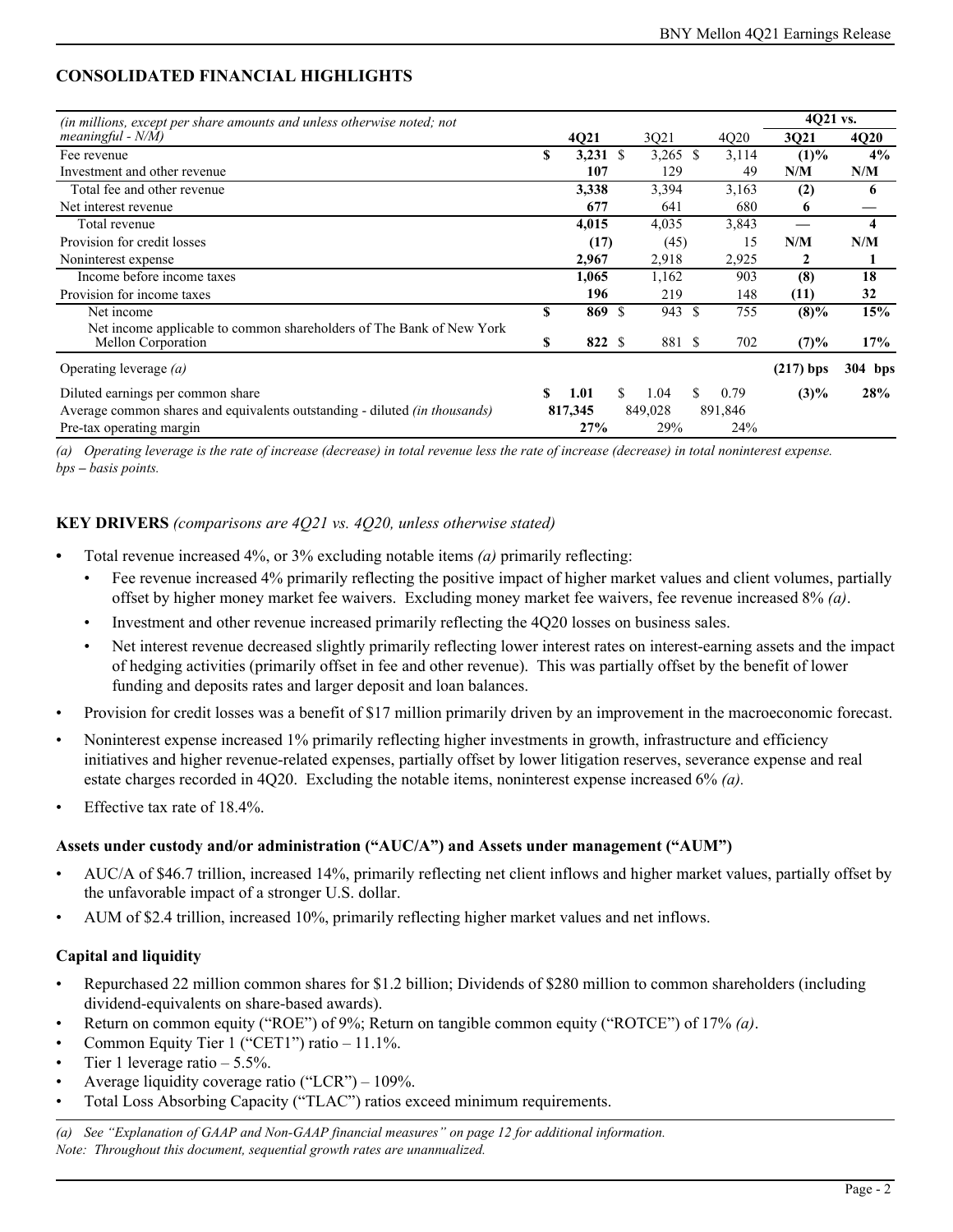## CONSOLIDATED FINANCIAL HIGHLIGHTS

| *(in millions, except per share amounts and unless otherwise noted; not meaningful - N/M)* | 4Q21 | 3Q21 | 4Q20 | 4Q21 vs. 3Q21 | 4Q21 vs. 4Q20 |
|---|---|---|---|---|---|
| Fee revenue | **$ 3,231** | $ 3,265 | $ 3,114 | **(1)%** | **4%** |
| Investment and other revenue | **107** | 129 | 49 | **N/M** | **N/M** |
| Total fee and other revenue | **3,338** | 3,394 | 3,163 | **(2)** | **6** |
| Net interest revenue | **677** | 641 | 680 | **6** | **—** |
| Total revenue | **4,015** | 4,035 | 3,843 | **—** | **4** |
| Provision for credit losses | **(17)** | (45) | 15 | **N/M** | **N/M** |
| Noninterest expense | **2,967** | 2,918 | 2,925 | **2** | **1** |
| Income before income taxes | **1,065** | 1,162 | 903 | **(8)** | **18** |
| Provision for income taxes | **196** | 219 | 148 | **(11)** | **32** |
| Net income | **$ 869** | $ 943 | $ 755 | **(8)%** | **15%** |
| Net income applicable to common shareholders of The Bank of New York Mellon Corporation | **$ 822** | $ 881 | $ 702 | **(7)%** | **17%** |
| Operating leverage *(a)* | | | | **(217) bps** | **304 bps** |
| Diluted earnings per common share | **$ 1.01** | $ 1.04 | $ 0.79 | **(3)%** | **28%** |
| Average common shares and equivalents outstanding - diluted *(in thousands)* | **817,345** | 849,028 | 891,846 | | |
| Pre-tax operating margin | **27%** | 29% | 24% | | |

*(a) Operating leverage is the rate of increase (decrease) in total revenue less the rate of increase (decrease) in total noninterest expense.*
*bps – basis points.*

**KEY DRIVERS** *(comparisons are 4Q21 vs. 4Q20, unless otherwise stated)*

- Total revenue increased 4%, or 3% excluding notable items *(a)* primarily reflecting:
  - Fee revenue increased 4% primarily reflecting the positive impact of higher market values and client volumes, partially offset by higher money market fee waivers. Excluding money market fee waivers, fee revenue increased 8% *(a)*.
  - Investment and other revenue increased primarily reflecting the 4Q20 losses on business sales.
  - Net interest revenue decreased slightly primarily reflecting lower interest rates on interest-earning assets and the impact of hedging activities (primarily offset in fee and other revenue). This was partially offset by the benefit of lower funding and deposits rates and larger deposit and loan balances.
- Provision for credit losses was a benefit of $17 million primarily driven by an improvement in the macroeconomic forecast.
- Noninterest expense increased 1% primarily reflecting higher investments in growth, infrastructure and efficiency initiatives and higher revenue-related expenses, partially offset by lower litigation reserves, severance expense and real estate charges recorded in 4Q20. Excluding the notable items, noninterest expense increased 6% *(a)*.
- Effective tax rate of 18.4%.

**Assets under custody and/or administration ("AUC/A") and Assets under management ("AUM")**

- AUC/A of $46.7 trillion, increased 14%, primarily reflecting net client inflows and higher market values, partially offset by the unfavorable impact of a stronger U.S. dollar.
- AUM of $2.4 trillion, increased 10%, primarily reflecting higher market values and net inflows.

**Capital and liquidity**

- Repurchased 22 million common shares for $1.2 billion; Dividends of $280 million to common shareholders (including dividend-equivalents on share-based awards).
- Return on common equity ("ROE") of 9%; Return on tangible common equity ("ROTCE") of 17% *(a)*.
- Common Equity Tier 1 ("CET1") ratio – 11.1%.
- Tier 1 leverage ratio – 5.5%.
- Average liquidity coverage ratio ("LCR") – 109%.
- Total Loss Absorbing Capacity ("TLAC") ratios exceed minimum requirements.

*(a) See "Explanation of GAAP and Non-GAAP financial measures" on page 12 for additional information.*
*Note: Throughout this document, sequential growth rates are unannualized.*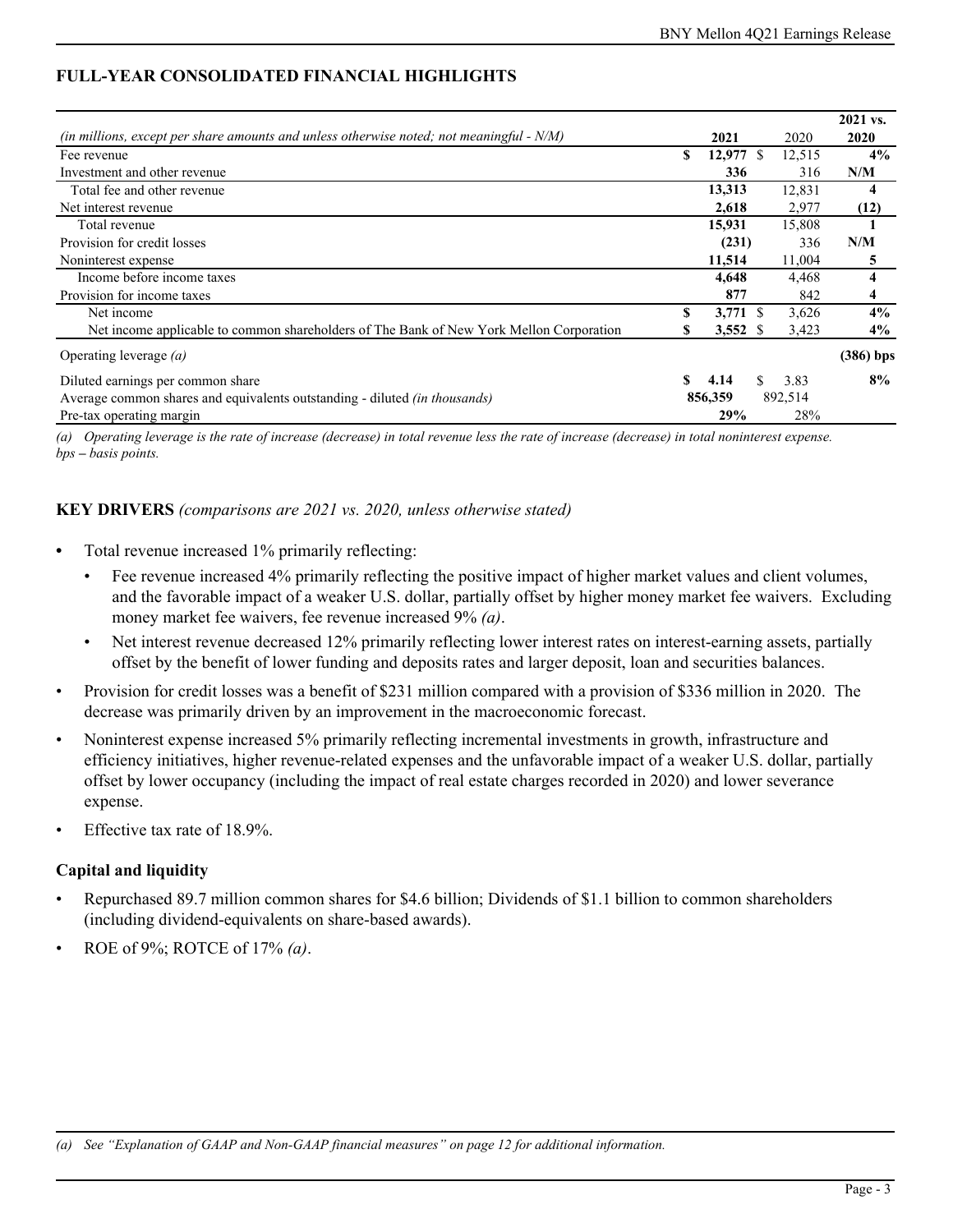## FULL-YEAR CONSOLIDATED FINANCIAL HIGHLIGHTS

| *(in millions, except per share amounts and unless otherwise noted; not meaningful - N/M)* | **2021** | 2020 | **2021 vs. 2020** |
|---|---|---|---|
| Fee revenue | **$ 12,977** | $ 12,515 | **4%** |
| Investment and other revenue | **336** | 316 | **N/M** |
| Total fee and other revenue | **13,313** | 12,831 | **4** |
| Net interest revenue | **2,618** | 2,977 | **(12)** |
| Total revenue | **15,931** | 15,808 | **1** |
| Provision for credit losses | **(231)** | 336 | **N/M** |
| Noninterest expense | **11,514** | 11,004 | **5** |
| Income before income taxes | **4,648** | 4,468 | **4** |
| Provision for income taxes | **877** | 842 | **4** |
| Net income | **$ 3,771** | $ 3,626 | **4%** |
| Net income applicable to common shareholders of The Bank of New York Mellon Corporation | **$ 3,552** | $ 3,423 | **4%** |
| Operating leverage *(a)* | | | **(386) bps** |
| Diluted earnings per common share | **$ 4.14** | $ 3.83 | **8%** |
| Average common shares and equivalents outstanding - diluted *(in thousands)* | **856,359** | 892,514 | |
| Pre-tax operating margin | **29%** | 28% | |

*(a) Operating leverage is the rate of increase (decrease) in total revenue less the rate of increase (decrease) in total noninterest expense.*
*bps – basis points.*

**KEY DRIVERS** *(comparisons are 2021 vs. 2020, unless otherwise stated)*

- Total revenue increased 1% primarily reflecting:
  - Fee revenue increased 4% primarily reflecting the positive impact of higher market values and client volumes, and the favorable impact of a weaker U.S. dollar, partially offset by higher money market fee waivers. Excluding money market fee waivers, fee revenue increased 9% *(a)*.
  - Net interest revenue decreased 12% primarily reflecting lower interest rates on interest-earning assets, partially offset by the benefit of lower funding and deposits rates and larger deposit, loan and securities balances.
- Provision for credit losses was a benefit of $231 million compared with a provision of $336 million in 2020. The decrease was primarily driven by an improvement in the macroeconomic forecast.
- Noninterest expense increased 5% primarily reflecting incremental investments in growth, infrastructure and efficiency initiatives, higher revenue-related expenses and the unfavorable impact of a weaker U.S. dollar, partially offset by lower occupancy (including the impact of real estate charges recorded in 2020) and lower severance expense.
- Effective tax rate of 18.9%.

### Capital and liquidity

- Repurchased 89.7 million common shares for $4.6 billion; Dividends of $1.1 billion to common shareholders (including dividend-equivalents on share-based awards).
- ROE of 9%; ROTCE of 17% *(a)*.

*(a) See "Explanation of GAAP and Non-GAAP financial measures" on page 12 for additional information.*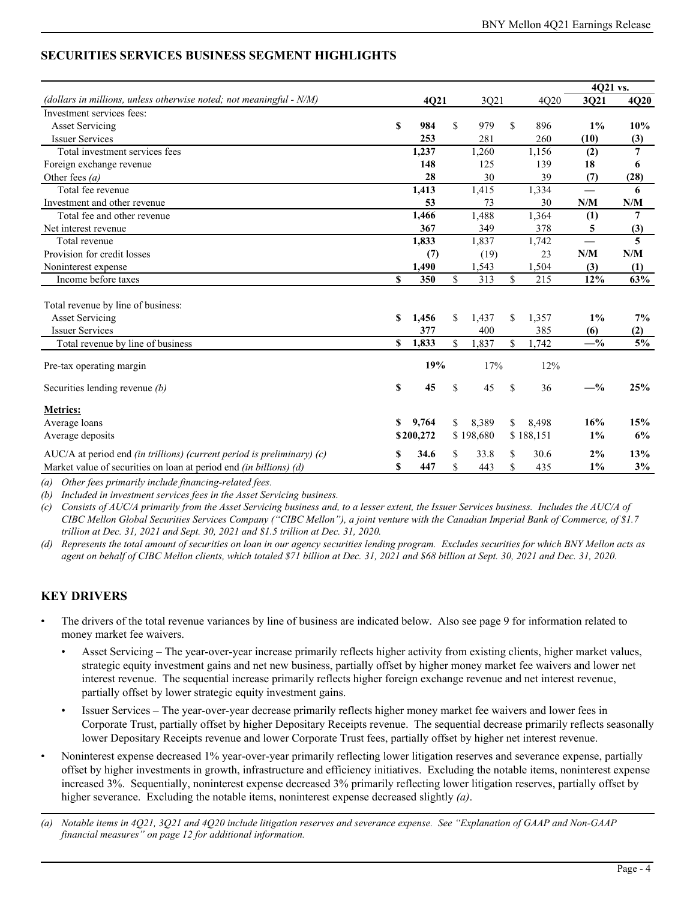## SECURITIES SERVICES BUSINESS SEGMENT HIGHLIGHTS

| *(dollars in millions, unless otherwise noted; not meaningful - N/M)* | 4Q21 | 3Q21 | 4Q20 | 4Q21 vs. 3Q21 | 4Q21 vs. 4Q20 |
|---|---|---|---|---|---|
| Investment services fees: | | | | | |
| Asset Servicing | **$ 984** | $ 979 | $ 896 | **1%** | **10%** |
| Issuer Services | **253** | 281 | 260 | **(10)** | **(3)** |
| Total investment services fees | **1,237** | 1,260 | 1,156 | **(2)** | **7** |
| Foreign exchange revenue | **148** | 125 | 139 | **18** | **6** |
| Other fees *(a)* | **28** | 30 | 39 | **(7)** | **(28)** |
| Total fee revenue | **1,413** | 1,415 | 1,334 | **—** | **6** |
| Investment and other revenue | **53** | 73 | 30 | **N/M** | **N/M** |
| Total fee and other revenue | **1,466** | 1,488 | 1,364 | **(1)** | **7** |
| Net interest revenue | **367** | 349 | 378 | **5** | **(3)** |
| Total revenue | **1,833** | 1,837 | 1,742 | **—** | **5** |
| Provision for credit losses | **(7)** | (19) | 23 | **N/M** | **N/M** |
| Noninterest expense | **1,490** | 1,543 | 1,504 | **(3)** | **(1)** |
| Income before taxes | **$ 350** | $ 313 | $ 215 | **12%** | **63%** |
| | | | | | |
| Total revenue by line of business: | | | | | |
| Asset Servicing | **$ 1,456** | $ 1,437 | $ 1,357 | **1%** | **7%** |
| Issuer Services | **377** | 400 | 385 | **(6)** | **(2)** |
| Total revenue by line of business | **$ 1,833** | $ 1,837 | $ 1,742 | **—%** | **5%** |
| | | | | | |
| Pre-tax operating margin | **19%** | 17% | 12% | | |
| | | | | | |
| Securities lending revenue *(b)* | **$ 45** | $ 45 | $ 36 | **—%** | **25%** |
| | | | | | |
| **Metrics:** | | | | | |
| Average loans | **$ 9,764** | $ 8,389 | $ 8,498 | **16%** | **15%** |
| Average deposits | **$ 200,272** | $ 198,680 | $ 188,151 | **1%** | **6%** |
| | | | | | |
| AUC/A at period end *(in trillions) (current period is preliminary) (c)* | **$ 34.6** | $ 33.8 | $ 30.6 | **2%** | **13%** |
| Market value of securities on loan at period end *(in billions) (d)* | **$ 447** | $ 443 | $ 435 | **1%** | **3%** |

*(a) Other fees primarily include financing-related fees.*

*(b) Included in investment services fees in the Asset Servicing business.*

*(c) Consists of AUC/A primarily from the Asset Servicing business and, to a lesser extent, the Issuer Services business. Includes the AUC/A of CIBC Mellon Global Securities Services Company ("CIBC Mellon"), a joint venture with the Canadian Imperial Bank of Commerce, of $1.7 trillion at Dec. 31, 2021 and Sept. 30, 2021 and $1.5 trillion at Dec. 31, 2020.*

*(d) Represents the total amount of securities on loan in our agency securities lending program. Excludes securities for which BNY Mellon acts as agent on behalf of CIBC Mellon clients, which totaled $71 billion at Dec. 31, 2021 and $68 billion at Sept. 30, 2021 and Dec. 31, 2020.*

## KEY DRIVERS

- The drivers of the total revenue variances by line of business are indicated below. Also see page 9 for information related to money market fee waivers.
  - Asset Servicing – The year-over-year increase primarily reflects higher activity from existing clients, higher market values, strategic equity investment gains and net new business, partially offset by higher money market fee waivers and lower net interest revenue. The sequential increase primarily reflects higher foreign exchange revenue and net interest revenue, partially offset by lower strategic equity investment gains.
  - Issuer Services – The year-over-year decrease primarily reflects higher money market fee waivers and lower fees in Corporate Trust, partially offset by higher Depositary Receipts revenue. The sequential decrease primarily reflects seasonally lower Depositary Receipts revenue and lower Corporate Trust fees, partially offset by higher net interest revenue.
- Noninterest expense decreased 1% year-over-year primarily reflecting lower litigation reserves and severance expense, partially offset by higher investments in growth, infrastructure and efficiency initiatives. Excluding the notable items, noninterest expense increased 3%. Sequentially, noninterest expense decreased 3% primarily reflecting lower litigation reserves, partially offset by higher severance. Excluding the notable items, noninterest expense decreased slightly *(a)*.

*(a) Notable items in 4Q21, 3Q21 and 4Q20 include litigation reserves and severance expense. See "Explanation of GAAP and Non-GAAP financial measures" on page 12 for additional information.*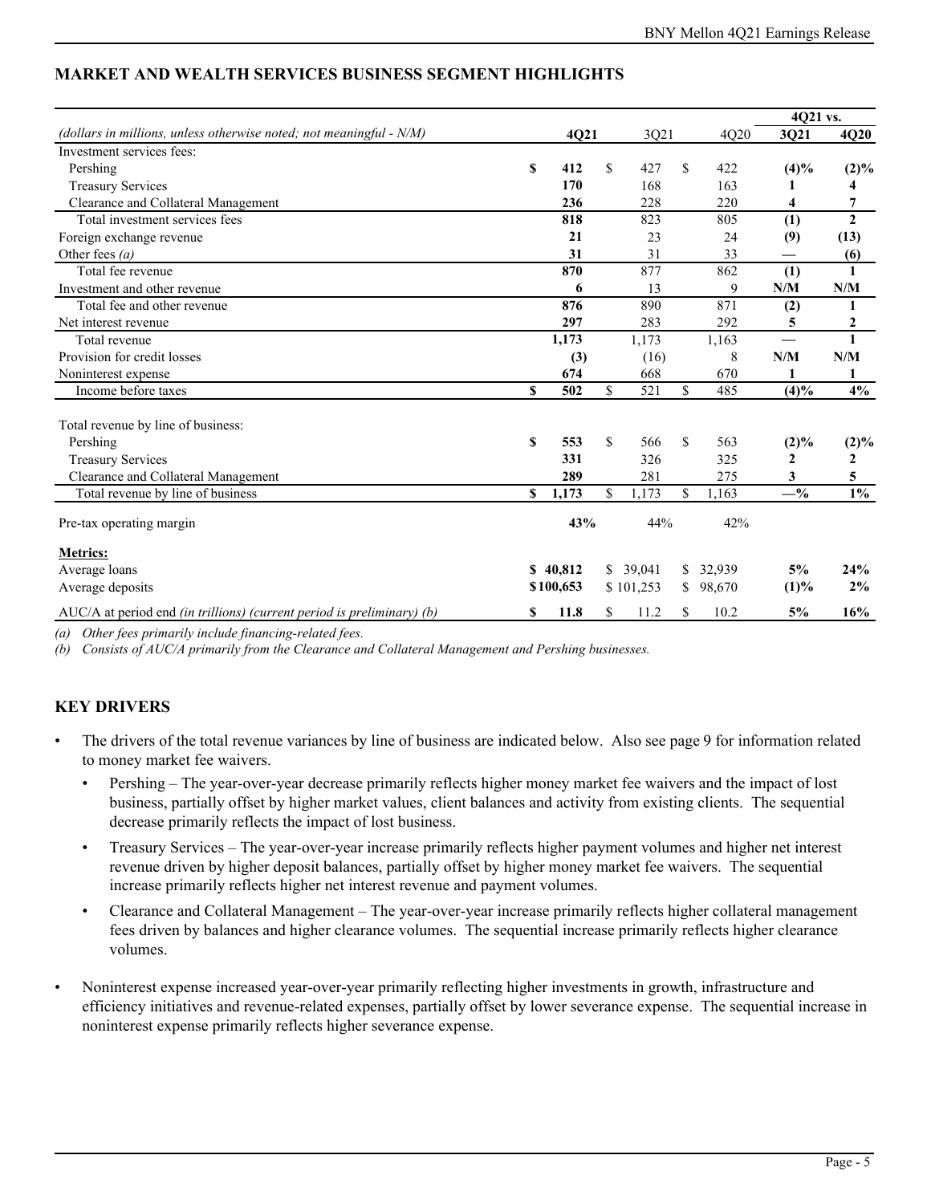## MARKET AND WEALTH SERVICES BUSINESS SEGMENT HIGHLIGHTS

| *(dollars in millions, unless otherwise noted; not meaningful - N/M)* | 4Q21 | 3Q21 | 4Q20 | 4Q21 vs. 3Q21 | 4Q21 vs. 4Q20 |
|---|---|---|---|---|---|
| Investment services fees: | | | | | |
| Pershing | **$ 412** | $ 427 | $ 422 | **(4)%** | **(2)%** |
| Treasury Services | **170** | 168 | 163 | **1** | **4** |
| Clearance and Collateral Management | **236** | 228 | 220 | **4** | **7** |
| Total investment services fees | **818** | 823 | 805 | **(1)** | **2** |
| Foreign exchange revenue | **21** | 23 | 24 | **(9)** | **(13)** |
| Other fees *(a)* | **31** | 31 | 33 | **—** | **(6)** |
| Total fee revenue | **870** | 877 | 862 | **(1)** | **1** |
| Investment and other revenue | **6** | 13 | 9 | **N/M** | **N/M** |
| Total fee and other revenue | **876** | 890 | 871 | **(2)** | **1** |
| Net interest revenue | **297** | 283 | 292 | **5** | **2** |
| Total revenue | **1,173** | 1,173 | 1,163 | **—** | **1** |
| Provision for credit losses | **(3)** | (16) | 8 | **N/M** | **N/M** |
| Noninterest expense | **674** | 668 | 670 | **1** | **1** |
| Income before taxes | **$ 502** | $ 521 | $ 485 | **(4)%** | **4%** |
| | | | | | |
| Total revenue by line of business: | | | | | |
| Pershing | **$ 553** | $ 566 | $ 563 | **(2)%** | **(2)%** |
| Treasury Services | **331** | 326 | 325 | **2** | **2** |
| Clearance and Collateral Management | **289** | 281 | 275 | **3** | **5** |
| Total revenue by line of business | **$ 1,173** | $ 1,173 | $ 1,163 | **—%** | **1%** |
| | | | | | |
| Pre-tax operating margin | **43%** | 44% | 42% | | |
| | | | | | |
| **Metrics:** | | | | | |
| Average loans | **$ 40,812** | $ 39,041 | $ 32,939 | **5%** | **24%** |
| Average deposits | **$100,653** | $ 101,253 | $ 98,670 | **(1)%** | **2%** |
| AUC/A at period end *(in trillions) (current period is preliminary) (b)* | **$ 11.8** | $ 11.2 | $ 10.2 | **5%** | **16%** |

*(a) Other fees primarily include financing-related fees.*

*(b) Consists of AUC/A primarily from the Clearance and Collateral Management and Pershing businesses.*

## KEY DRIVERS

- The drivers of the total revenue variances by line of business are indicated below. Also see page 9 for information related to money market fee waivers.
  - Pershing – The year-over-year decrease primarily reflects higher money market fee waivers and the impact of lost business, partially offset by higher market values, client balances and activity from existing clients. The sequential decrease primarily reflects the impact of lost business.
  - Treasury Services – The year-over-year increase primarily reflects higher payment volumes and higher net interest revenue driven by higher deposit balances, partially offset by higher money market fee waivers. The sequential increase primarily reflects higher net interest revenue and payment volumes.
  - Clearance and Collateral Management – The year-over-year increase primarily reflects higher collateral management fees driven by balances and higher clearance volumes. The sequential increase primarily reflects higher clearance volumes.
- Noninterest expense increased year-over-year primarily reflecting higher investments in growth, infrastructure and efficiency initiatives and revenue-related expenses, partially offset by lower severance expense. The sequential increase in noninterest expense primarily reflects higher severance expense.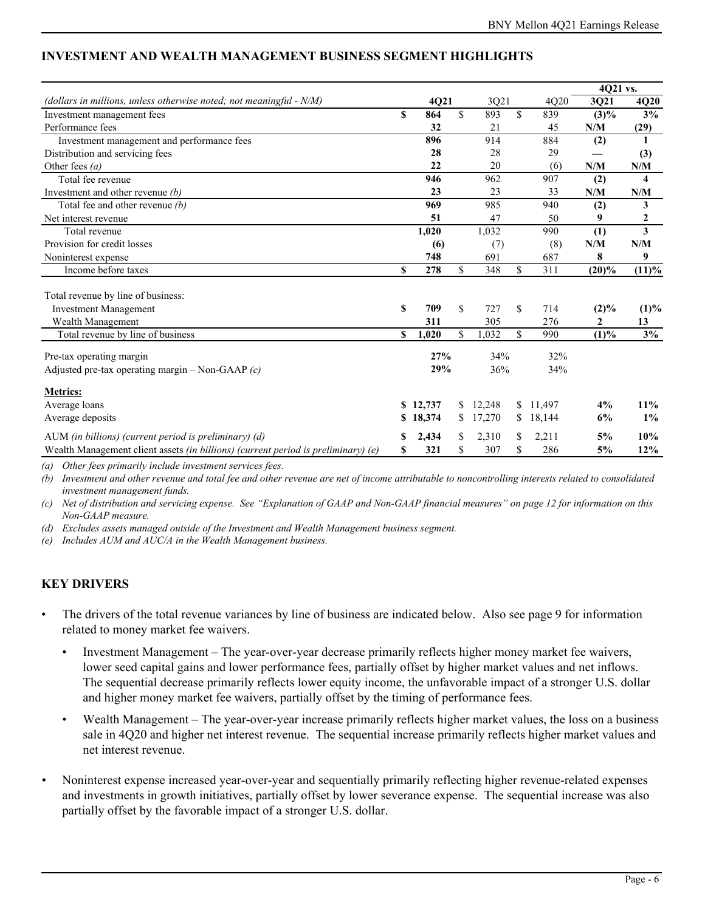## INVESTMENT AND WEALTH MANAGEMENT BUSINESS SEGMENT HIGHLIGHTS

| | | | | 4Q21 vs. | |
|---|---|---|---|---|---|
| *(dollars in millions, unless otherwise noted; not meaningful - N/M)* | **4Q21** | 3Q21 | 4Q20 | **3Q21** | **4Q20** |
| Investment management fees | **$ 864** | $ 893 | $ 839 | **(3)%** | **3%** |
| Performance fees | **32** | 21 | 45 | **N/M** | **(29)** |
| Investment management and performance fees | **896** | 914 | 884 | **(2)** | **1** |
| Distribution and servicing fees | **28** | 28 | 29 | **—** | **(3)** |
| Other fees *(a)* | **22** | 20 | (6) | **N/M** | **N/M** |
| Total fee revenue | **946** | 962 | 907 | **(2)** | **4** |
| Investment and other revenue *(b)* | **23** | 23 | 33 | **N/M** | **N/M** |
| Total fee and other revenue *(b)* | **969** | 985 | 940 | **(2)** | **3** |
| Net interest revenue | **51** | 47 | 50 | **9** | **2** |
| Total revenue | **1,020** | 1,032 | 990 | **(1)** | **3** |
| Provision for credit losses | **(6)** | (7) | (8) | **N/M** | **N/M** |
| Noninterest expense | **748** | 691 | 687 | **8** | **9** |
| Income before taxes | **$ 278** | $ 348 | $ 311 | **(20)%** | **(11)%** |
| | | | | | |
| Total revenue by line of business: | | | | | |
| Investment Management | **$ 709** | $ 727 | $ 714 | **(2)%** | **(1)%** |
| Wealth Management | **311** | 305 | 276 | **2** | **13** |
| Total revenue by line of business | **$ 1,020** | $ 1,032 | $ 990 | **(1)%** | **3%** |
| | | | | | |
| Pre-tax operating margin | **27%** | 34% | 32% | | |
| Adjusted pre-tax operating margin – Non-GAAP *(c)* | **29%** | 36% | 34% | | |
| | | | | | |
| **Metrics:** | | | | | |
| Average loans | **$ 12,737** | $ 12,248 | $ 11,497 | **4%** | **11%** |
| Average deposits | **$ 18,374** | $ 17,270 | $ 18,144 | **6%** | **1%** |
| AUM *(in billions) (current period is preliminary) (d)* | **$ 2,434** | $ 2,310 | $ 2,211 | **5%** | **10%** |
| Wealth Management client assets *(in billions) (current period is preliminary) (e)* | **$ 321** | $ 307 | $ 286 | **5%** | **12%** |

*(a) Other fees primarily include investment services fees.*

*(b) Investment and other revenue and total fee and other revenue are net of income attributable to noncontrolling interests related to consolidated investment management funds.*

*(c) Net of distribution and servicing expense. See "Explanation of GAAP and Non-GAAP financial measures" on page 12 for information on this Non-GAAP measure.*

*(d) Excludes assets managed outside of the Investment and Wealth Management business segment.*

*(e) Includes AUM and AUC/A in the Wealth Management business.*

## KEY DRIVERS

- The drivers of the total revenue variances by line of business are indicated below. Also see page 9 for information related to money market fee waivers.
  - Investment Management – The year-over-year decrease primarily reflects higher money market fee waivers, lower seed capital gains and lower performance fees, partially offset by higher market values and net inflows. The sequential decrease primarily reflects lower equity income, the unfavorable impact of a stronger U.S. dollar and higher money market fee waivers, partially offset by the timing of performance fees.
  - Wealth Management – The year-over-year increase primarily reflects higher market values, the loss on a business sale in 4Q20 and higher net interest revenue. The sequential increase primarily reflects higher market values and net interest revenue.
- Noninterest expense increased year-over-year and sequentially primarily reflecting higher revenue-related expenses and investments in growth initiatives, partially offset by lower severance expense. The sequential increase was also partially offset by the favorable impact of a stronger U.S. dollar.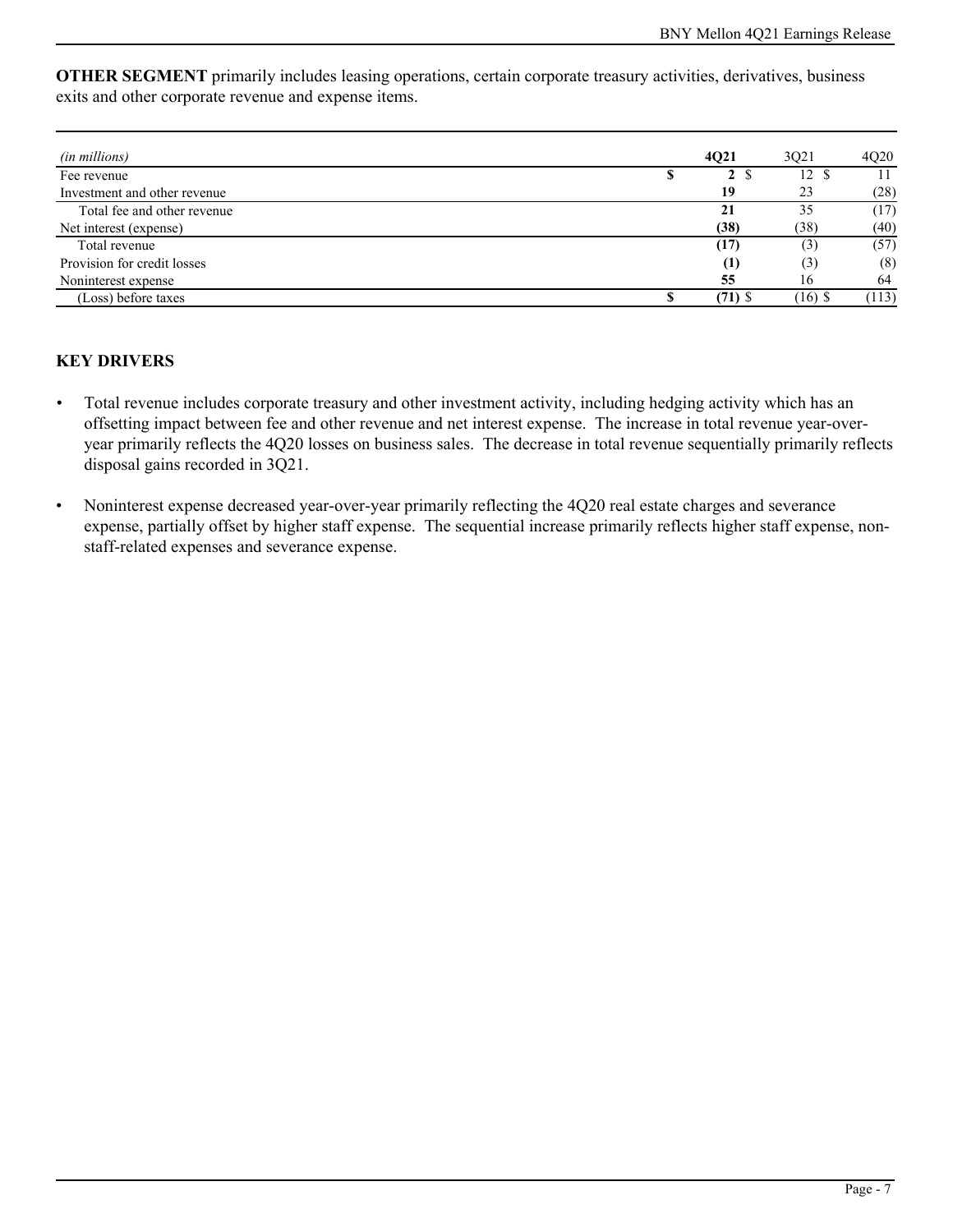**OTHER SEGMENT** primarily includes leasing operations, certain corporate treasury activities, derivatives, business exits and other corporate revenue and expense items.

| *(in millions)* | **4Q21** | 3Q21 | 4Q20 |
|---|---|---|---|
| Fee revenue | **$ 2** | $ 12 | $ 11 |
| Investment and other revenue | **19** | 23 | (28) |
| Total fee and other revenue | **21** | 35 | (17) |
| Net interest (expense) | **(38)** | (38) | (40) |
| Total revenue | **(17)** | (3) | (57) |
| Provision for credit losses | **(1)** | (3) | (8) |
| Noninterest expense | **55** | 16 | 64 |
| (Loss) before taxes | **$ (71)** | $ (16) | $ (113) |

## KEY DRIVERS

- Total revenue includes corporate treasury and other investment activity, including hedging activity which has an offsetting impact between fee and other revenue and net interest expense. The increase in total revenue year-over-year primarily reflects the 4Q20 losses on business sales. The decrease in total revenue sequentially primarily reflects disposal gains recorded in 3Q21.
- Noninterest expense decreased year-over-year primarily reflecting the 4Q20 real estate charges and severance expense, partially offset by higher staff expense. The sequential increase primarily reflects higher staff expense, non-staff-related expenses and severance expense.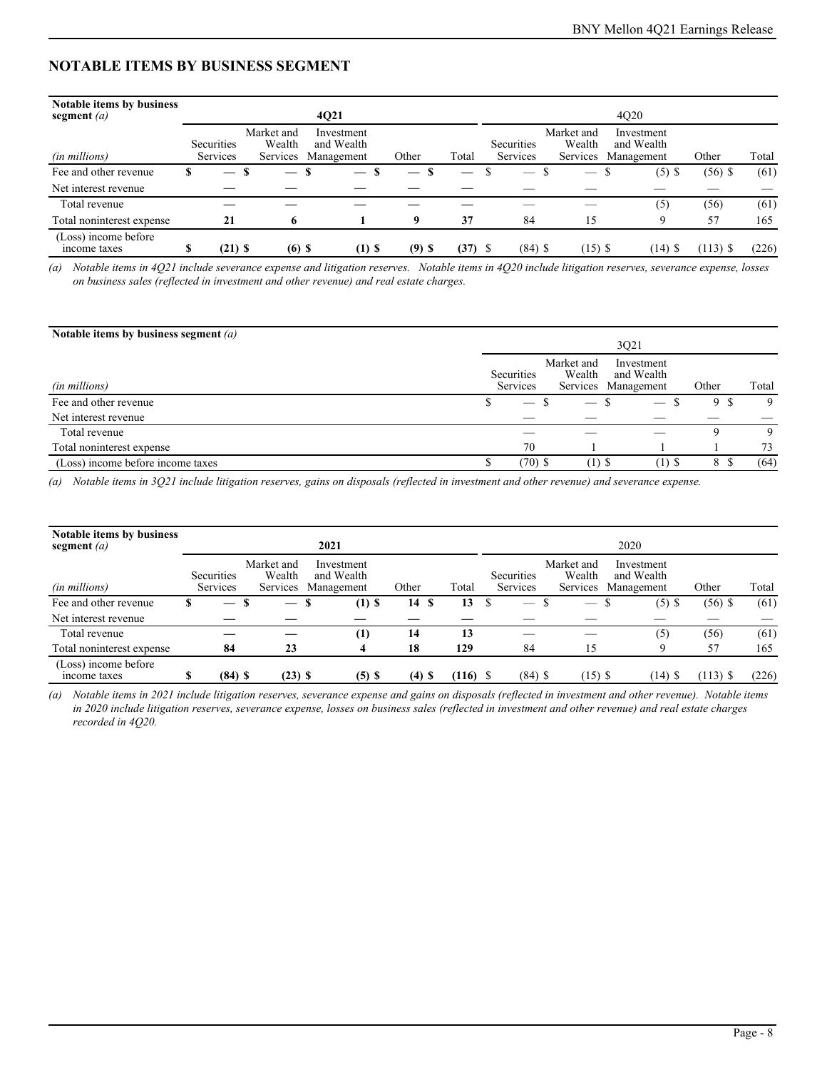## NOTABLE ITEMS BY BUSINESS SEGMENT

| **Notable items by business segment** *(a)* | **4Q21** | | | | | 4Q20 | | | | |
|---|---|---|---|---|---|---|---|---|---|---|
| *(in millions)* | Securities Services | Market and Wealth Services | Investment and Wealth Management | Other | Total | Securities Services | Market and Wealth Services | Investment and Wealth Management | Other | Total |
| Fee and other revenue | **$ —** | **$ —** | **$ —** | **$ —** | **$ —** | $ — | $ — | $ (5) | $ (56) | $ (61) |
| Net interest revenue | **—** | **—** | **—** | **—** | **—** | — | — | — | — | — |
| Total revenue | **—** | **—** | **—** | **—** | **—** | — | — | (5) | (56) | (61) |
| Total noninterest expense | **21** | **6** | **1** | **9** | **37** | 84 | 15 | 9 | 57 | 165 |
| (Loss) income before income taxes | **$ (21)** | **$ (6)** | **$ (1)** | **$ (9)** | **$ (37)** | $ (84) | $ (15) | $ (14) | $ (113) | $ (226) |

*(a) Notable items in 4Q21 include severance expense and litigation reserves. Notable items in 4Q20 include litigation reserves, severance expense, losses on business sales (reflected in investment and other revenue) and real estate charges.*

| **Notable items by business segment** *(a)* | 3Q21 | | | | |
|---|---|---|---|---|---|
| *(in millions)* | Securities Services | Market and Wealth Services | Investment and Wealth Management | Other | Total |
| Fee and other revenue | $ — | $ — | $ — | $ 9 | $ 9 |
| Net interest revenue | — | — | — | — | — |
| Total revenue | — | — | — | 9 | 9 |
| Total noninterest expense | 70 | 1 | 1 | 1 | 73 |
| (Loss) income before income taxes | $ (70) | $ (1) | $ (1) | $ 8 | $ (64) |

*(a) Notable items in 3Q21 include litigation reserves, gains on disposals (reflected in investment and other revenue) and severance expense.*

| **Notable items by business segment** *(a)* | **2021** | | | | | 2020 | | | | |
|---|---|---|---|---|---|---|---|---|---|---|
| *(in millions)* | Securities Services | Market and Wealth Services | Investment and Wealth Management | Other | Total | Securities Services | Market and Wealth Services | Investment and Wealth Management | Other | Total |
| Fee and other revenue | **$ —** | **$ —** | **$ (1)** | **$ 14** | **$ 13** | $ — | $ — | $ (5) | $ (56) | $ (61) |
| Net interest revenue | **—** | **—** | **—** | **—** | **—** | — | — | — | — | — |
| Total revenue | **—** | **—** | **(1)** | **14** | **13** | — | — | (5) | (56) | (61) |
| Total noninterest expense | **84** | **23** | **4** | **18** | **129** | 84 | 15 | 9 | 57 | 165 |
| (Loss) income before income taxes | **$ (84)** | **$ (23)** | **$ (5)** | **$ (4)** | **$ (116)** | $ (84) | $ (15) | $ (14) | $ (113) | $ (226) |

*(a) Notable items in 2021 include litigation reserves, severance expense and gains on disposals (reflected in investment and other revenue). Notable items in 2020 include litigation reserves, severance expense, losses on business sales (reflected in investment and other revenue) and real estate charges recorded in 4Q20.*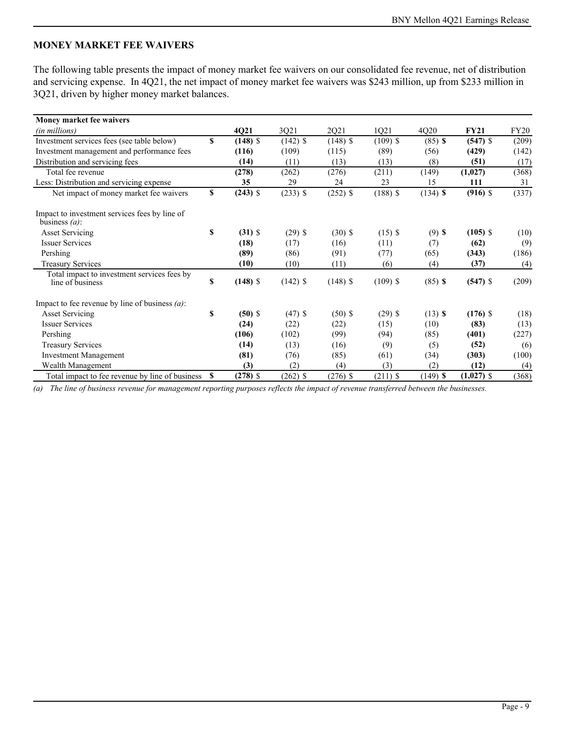## MONEY MARKET FEE WAIVERS

The following table presents the impact of money market fee waivers on our consolidated fee revenue, net of distribution and servicing expense. In 4Q21, the net impact of money market fee waivers was $243 million, up from $233 million in 3Q21, driven by higher money market balances.

| **Money market fee waivers** *(in millions)* | **4Q21** | 3Q21 | 2Q21 | 1Q21 | 4Q20 | **FY21** | FY20 |
|---|---|---|---|---|---|---|---|
| Investment services fees (see table below) | **$ (148)** | $ (142) | $ (148) | $ (109) | $ (85) | **$ (547)** | $ (209) |
| Investment management and performance fees | **(116)** | (109) | (115) | (89) | (56) | **(429)** | (142) |
| Distribution and servicing fees | **(14)** | (11) | (13) | (13) | (8) | **(51)** | (17) |
| Total fee revenue | **(278)** | (262) | (276) | (211) | (149) | **(1,027)** | (368) |
| Less: Distribution and servicing expense | **35** | 29 | 24 | 23 | 15 | **111** | 31 |
| Net impact of money market fee waivers | **$ (243)** | $ (233) | $ (252) | $ (188) | $ (134) | **$ (916)** | $ (337) |
| | | | | | | | |
| Impact to investment services fees by line of business *(a)*: | | | | | | | |
| Asset Servicing | **$ (31)** | $ (29) | $ (30) | $ (15) | $ (9) | **$ (105)** | $ (10) |
| Issuer Services | **(18)** | (17) | (16) | (11) | (7) | **(62)** | (9) |
| Pershing | **(89)** | (86) | (91) | (77) | (65) | **(343)** | (186) |
| Treasury Services | **(10)** | (10) | (11) | (6) | (4) | **(37)** | (4) |
| Total impact to investment services fees by line of business | **$ (148)** | $ (142) | $ (148) | $ (109) | $ (85) | **$ (547)** | $ (209) |
| | | | | | | | |
| Impact to fee revenue by line of business *(a)*: | | | | | | | |
| Asset Servicing | **$ (50)** | $ (47) | $ (50) | $ (29) | $ (13) | **$ (176)** | $ (18) |
| Issuer Services | **(24)** | (22) | (22) | (15) | (10) | **(83)** | (13) |
| Pershing | **(106)** | (102) | (99) | (94) | (85) | **(401)** | (227) |
| Treasury Services | **(14)** | (13) | (16) | (9) | (5) | **(52)** | (6) |
| Investment Management | **(81)** | (76) | (85) | (61) | (34) | **(303)** | (100) |
| Wealth Management | **(3)** | (2) | (4) | (3) | (2) | **(12)** | (4) |
| Total impact to fee revenue by line of business | **$ (278)** | $ (262) | $ (276) | $ (211) | $ (149) | **$ (1,027)** | $ (368) |

*(a) The line of business revenue for management reporting purposes reflects the impact of revenue transferred between the businesses.*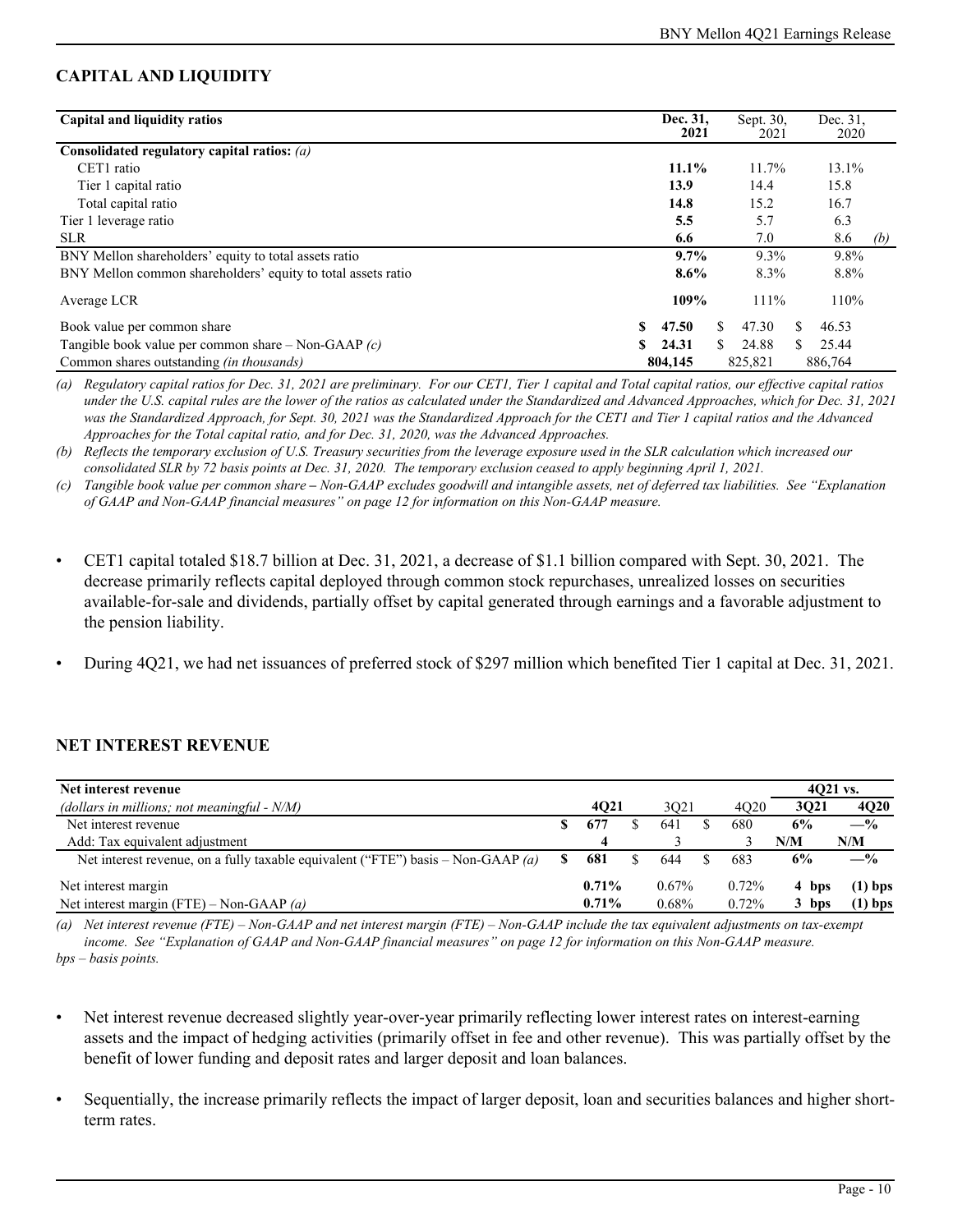## CAPITAL AND LIQUIDITY

| Capital and liquidity ratios | Dec. 31, 2021 | Sept. 30, 2021 | Dec. 31, 2020 |
|---|---|---|---|
| **Consolidated regulatory capital ratios:** *(a)* | | | |
| CET1 ratio | **11.1%** | 11.7% | 13.1% |
| Tier 1 capital ratio | **13.9** | 14.4 | 15.8 |
| Total capital ratio | **14.8** | 15.2 | 16.7 |
| Tier 1 leverage ratio | **5.5** | 5.7 | 6.3 |
| SLR | **6.6** | 7.0 | 8.6 *(b)* |
| BNY Mellon shareholders' equity to total assets ratio | **9.7%** | 9.3% | 9.8% |
| BNY Mellon common shareholders' equity to total assets ratio | **8.6%** | 8.3% | 8.8% |
| Average LCR | **109%** | 111% | 110% |
| Book value per common share | **$ 47.50** | $ 47.30 | $ 46.53 |
| Tangible book value per common share – Non-GAAP *(c)* | **$ 24.31** | $ 24.88 | $ 25.44 |
| Common shares outstanding *(in thousands)* | **804,145** | 825,821 | 886,764 |

*(a) Regulatory capital ratios for Dec. 31, 2021 are preliminary. For our CET1, Tier 1 capital and Total capital ratios, our effective capital ratios under the U.S. capital rules are the lower of the ratios as calculated under the Standardized and Advanced Approaches, which for Dec. 31, 2021 was the Standardized Approach, for Sept. 30, 2021 was the Standardized Approach for the CET1 and Tier 1 capital ratios and the Advanced Approaches for the Total capital ratio, and for Dec. 31, 2020, was the Advanced Approaches.*

*(b) Reflects the temporary exclusion of U.S. Treasury securities from the leverage exposure used in the SLR calculation which increased our consolidated SLR by 72 basis points at Dec. 31, 2020. The temporary exclusion ceased to apply beginning April 1, 2021.*

*(c) Tangible book value per common share – Non-GAAP excludes goodwill and intangible assets, net of deferred tax liabilities. See "Explanation of GAAP and Non-GAAP financial measures" on page 12 for information on this Non-GAAP measure.*

- CET1 capital totaled \$18.7 billion at Dec. 31, 2021, a decrease of \$1.1 billion compared with Sept. 30, 2021. The decrease primarily reflects capital deployed through common stock repurchases, unrealized losses on securities available-for-sale and dividends, partially offset by capital generated through earnings and a favorable adjustment to the pension liability.
- During 4Q21, we had net issuances of preferred stock of \$297 million which benefited Tier 1 capital at Dec. 31, 2021.

## NET INTEREST REVENUE

| Net interest revenue *(dollars in millions; not meaningful - N/M)* | 4Q21 | 3Q21 | 4Q20 | 4Q21 vs. 3Q21 | 4Q21 vs. 4Q20 |
|---|---|---|---|---|---|
| Net interest revenue | **$ 677** | $ 641 | $ 680 | **6%** | **—%** |
| Add: Tax equivalent adjustment | **4** | 3 | 3 | **N/M** | **N/M** |
| Net interest revenue, on a fully taxable equivalent ("FTE") basis – Non-GAAP *(a)* | **$ 681** | $ 644 | $ 683 | **6%** | **—%** |
| Net interest margin | **0.71%** | 0.67% | 0.72% | **4 bps** | **(1) bps** |
| Net interest margin (FTE) – Non-GAAP *(a)* | **0.71%** | 0.68% | 0.72% | **3 bps** | **(1) bps** |

*(a) Net interest revenue (FTE) – Non-GAAP and net interest margin (FTE) – Non-GAAP include the tax equivalent adjustments on tax-exempt income. See "Explanation of GAAP and Non-GAAP financial measures" on page 12 for information on this Non-GAAP measure.*

*bps – basis points.*

- Net interest revenue decreased slightly year-over-year primarily reflecting lower interest rates on interest-earning assets and the impact of hedging activities (primarily offset in fee and other revenue). This was partially offset by the benefit of lower funding and deposit rates and larger deposit and loan balances.
- Sequentially, the increase primarily reflects the impact of larger deposit, loan and securities balances and higher short-term rates.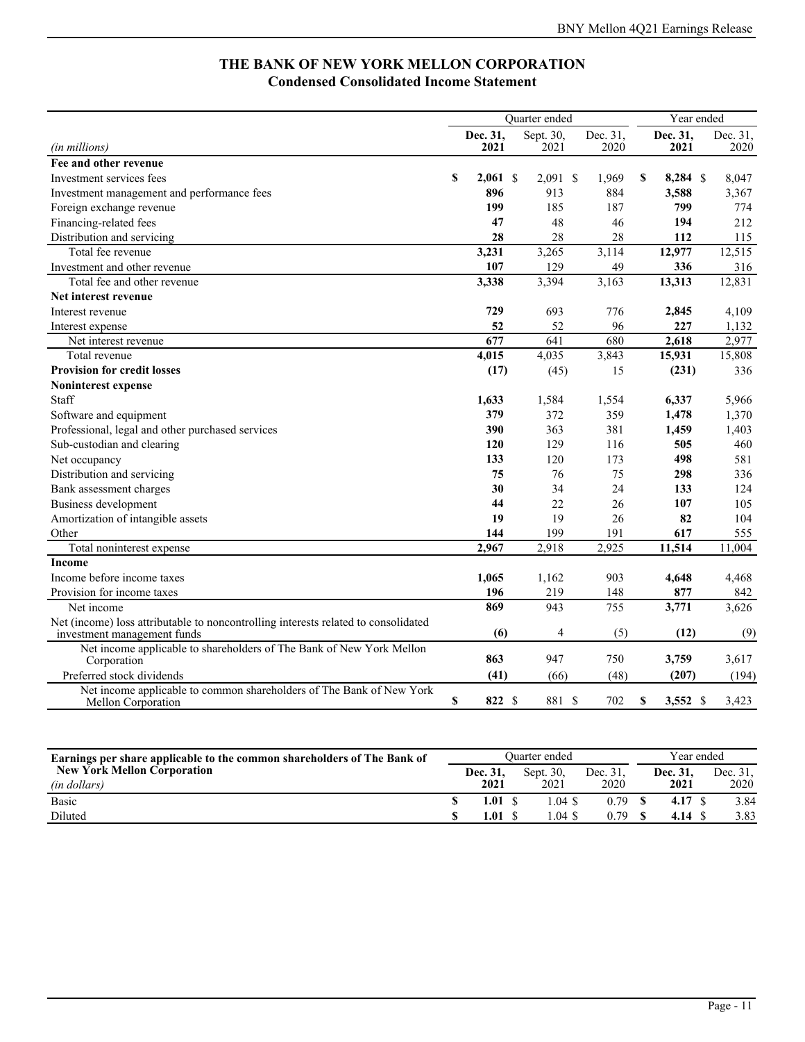# THE BANK OF NEW YORK MELLON CORPORATION
## Condensed Consolidated Income Statement

| | Quarter ended | | | Year ended | |
|---|---|---|---|---|---|
| *(in millions)* | **Dec. 31, 2021** | Sept. 30, 2021 | Dec. 31, 2020 | **Dec. 31, 2021** | Dec. 31, 2020 |
| **Fee and other revenue** | | | | | |
| Investment services fees | **$ 2,061** | $ 2,091 | $ 1,969 | **$ 8,284** | $ 8,047 |
| Investment management and performance fees | **896** | 913 | 884 | **3,588** | 3,367 |
| Foreign exchange revenue | **199** | 185 | 187 | **799** | 774 |
| Financing-related fees | **47** | 48 | 46 | **194** | 212 |
| Distribution and servicing | **28** | 28 | 28 | **112** | 115 |
| Total fee revenue | **3,231** | 3,265 | 3,114 | **12,977** | 12,515 |
| Investment and other revenue | **107** | 129 | 49 | **336** | 316 |
| Total fee and other revenue | **3,338** | 3,394 | 3,163 | **13,313** | 12,831 |
| **Net interest revenue** | | | | | |
| Interest revenue | **729** | 693 | 776 | **2,845** | 4,109 |
| Interest expense | **52** | 52 | 96 | **227** | 1,132 |
| Net interest revenue | **677** | 641 | 680 | **2,618** | 2,977 |
| Total revenue | **4,015** | 4,035 | 3,843 | **15,931** | 15,808 |
| **Provision for credit losses** | **(17)** | (45) | 15 | **(231)** | 336 |
| **Noninterest expense** | | | | | |
| Staff | **1,633** | 1,584 | 1,554 | **6,337** | 5,966 |
| Software and equipment | **379** | 372 | 359 | **1,478** | 1,370 |
| Professional, legal and other purchased services | **390** | 363 | 381 | **1,459** | 1,403 |
| Sub-custodian and clearing | **120** | 129 | 116 | **505** | 460 |
| Net occupancy | **133** | 120 | 173 | **498** | 581 |
| Distribution and servicing | **75** | 76 | 75 | **298** | 336 |
| Bank assessment charges | **30** | 34 | 24 | **133** | 124 |
| Business development | **44** | 22 | 26 | **107** | 105 |
| Amortization of intangible assets | **19** | 19 | 26 | **82** | 104 |
| Other | **144** | 199 | 191 | **617** | 555 |
| Total noninterest expense | **2,967** | 2,918 | 2,925 | **11,514** | 11,004 |
| **Income** | | | | | |
| Income before income taxes | **1,065** | 1,162 | 903 | **4,648** | 4,468 |
| Provision for income taxes | **196** | 219 | 148 | **877** | 842 |
| Net income | **869** | 943 | 755 | **3,771** | 3,626 |
| Net (income) loss attributable to noncontrolling interests related to consolidated investment management funds | **(6)** | 4 | (5) | **(12)** | (9) |
| Net income applicable to shareholders of The Bank of New York Mellon Corporation | **863** | 947 | 750 | **3,759** | 3,617 |
| Preferred stock dividends | **(41)** | (66) | (48) | **(207)** | (194) |
| Net income applicable to common shareholders of The Bank of New York Mellon Corporation | **$ 822** | $ 881 | $ 702 | **$ 3,552** | $ 3,423 |

| **Earnings per share applicable to the common shareholders of The Bank of New York Mellon Corporation** | Quarter ended | | | Year ended | |
|---|---|---|---|---|---|
| *(in dollars)* | **Dec. 31, 2021** | Sept. 30, 2021 | Dec. 31, 2020 | **Dec. 31, 2021** | Dec. 31, 2020 |
| Basic | **$ 1.01** | $ 1.04 | $ 0.79 | **$ 4.17** | $ 3.84 |
| Diluted | **$ 1.01** | $ 1.04 | $ 0.79 | **$ 4.14** | $ 3.83 |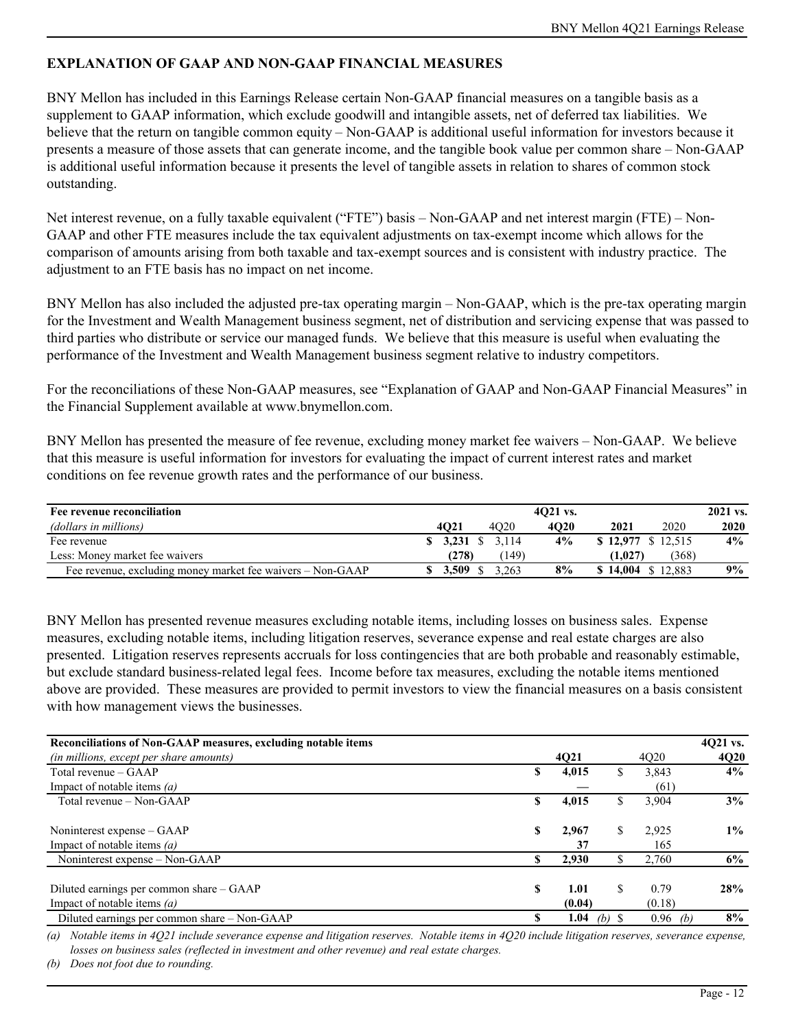## EXPLANATION OF GAAP AND NON-GAAP FINANCIAL MEASURES

BNY Mellon has included in this Earnings Release certain Non-GAAP financial measures on a tangible basis as a supplement to GAAP information, which exclude goodwill and intangible assets, net of deferred tax liabilities. We believe that the return on tangible common equity – Non-GAAP is additional useful information for investors because it presents a measure of those assets that can generate income, and the tangible book value per common share – Non-GAAP is additional useful information because it presents the level of tangible assets in relation to shares of common stock outstanding.

Net interest revenue, on a fully taxable equivalent ("FTE") basis – Non-GAAP and net interest margin (FTE) – Non-GAAP and other FTE measures include the tax equivalent adjustments on tax-exempt income which allows for the comparison of amounts arising from both taxable and tax-exempt sources and is consistent with industry practice. The adjustment to an FTE basis has no impact on net income.

BNY Mellon has also included the adjusted pre-tax operating margin – Non-GAAP, which is the pre-tax operating margin for the Investment and Wealth Management business segment, net of distribution and servicing expense that was passed to third parties who distribute or service our managed funds. We believe that this measure is useful when evaluating the performance of the Investment and Wealth Management business segment relative to industry competitors.

For the reconciliations of these Non-GAAP measures, see "Explanation of GAAP and Non-GAAP Financial Measures" in the Financial Supplement available at www.bnymellon.com.

BNY Mellon has presented the measure of fee revenue, excluding money market fee waivers – Non-GAAP. We believe that this measure is useful information for investors for evaluating the impact of current interest rates and market conditions on fee revenue growth rates and the performance of our business.

| **Fee revenue reconciliation** | | | **4Q21 vs.** | | | **2021 vs.** |
|---|---|---|---|---|---|---|
| *(dollars in millions)* | **4Q21** | 4Q20 | **4Q20** | **2021** | 2020 | **2020** |
| Fee revenue | **$ 3,231** | $ 3,114 | **4%** | **$ 12,977** | $ 12,515 | **4%** |
| Less: Money market fee waivers | **(278)** | (149) | | **(1,027)** | (368) | |
| Fee revenue, excluding money market fee waivers – Non-GAAP | **$ 3,509** | $ 3,263 | **8%** | **$ 14,004** | $ 12,883 | **9%** |

BNY Mellon has presented revenue measures excluding notable items, including losses on business sales. Expense measures, excluding notable items, including litigation reserves, severance expense and real estate charges are also presented. Litigation reserves represents accruals for loss contingencies that are both probable and reasonably estimable, but exclude standard business-related legal fees. Income before tax measures, excluding the notable items mentioned above are provided. These measures are provided to permit investors to view the financial measures on a basis consistent with how management views the businesses.

| **Reconciliations of Non-GAAP measures, excluding notable items** | | | **4Q21 vs.** |
|---|---|---|---|
| *(in millions, except per share amounts)* | **4Q21** | 4Q20 | **4Q20** |
| Total revenue – GAAP | **$ 4,015** | $ 3,843 | **4%** |
| Impact of notable items *(a)* | **—** | (61) | |
| Total revenue – Non-GAAP | **$ 4,015** | $ 3,904 | **3%** |
| | | | |
| Noninterest expense – GAAP | **$ 2,967** | $ 2,925 | **1%** |
| Impact of notable items *(a)* | **37** | 165 | |
| Noninterest expense – Non-GAAP | **$ 2,930** | $ 2,760 | **6%** |
| | | | |
| Diluted earnings per common share – GAAP | **$ 1.01** | $ 0.79 | **28%** |
| Impact of notable items *(a)* | **(0.04)** | (0.18) | |
| Diluted earnings per common share – Non-GAAP | **$ 1.04** *(b)* | $ 0.96 *(b)* | **8%** |

*(a) Notable items in 4Q21 include severance expense and litigation reserves. Notable items in 4Q20 include litigation reserves, severance expense, losses on business sales (reflected in investment and other revenue) and real estate charges.*

*(b) Does not foot due to rounding.*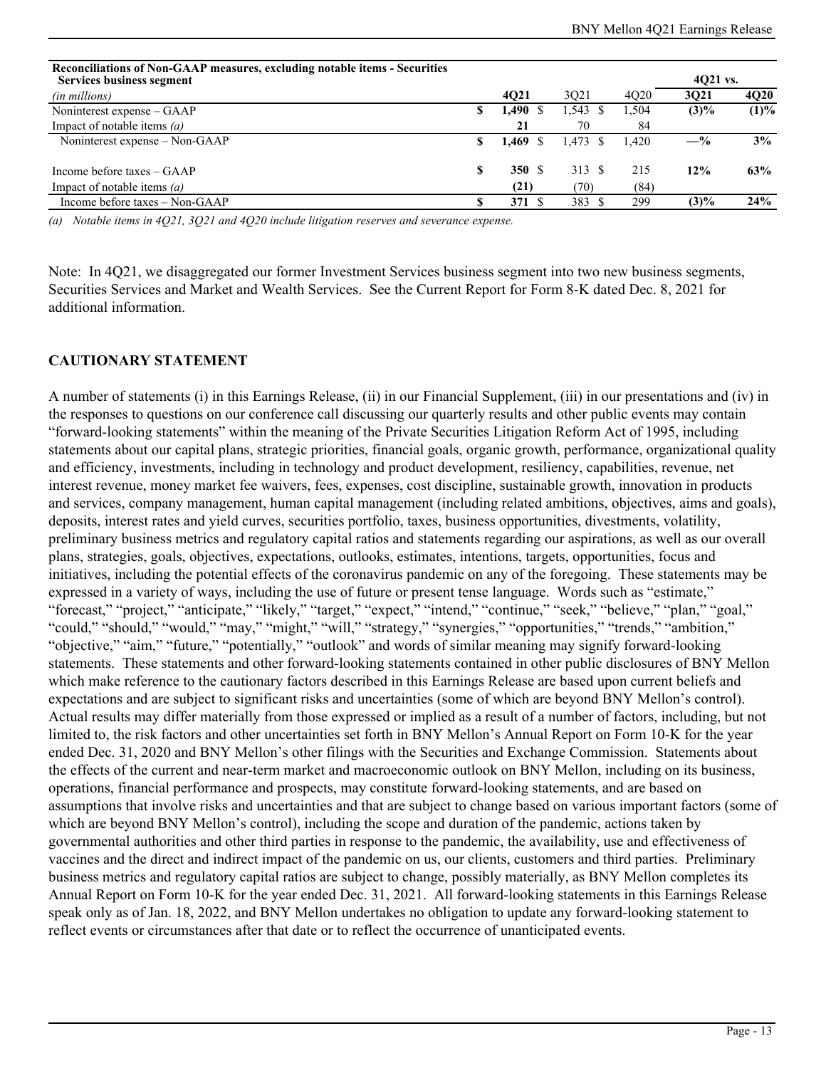| **Reconciliations of Non-GAAP measures, excluding notable items - Securities Services business segment** | | | | 4Q21 vs. | |
|---|---|---|---|---|---|
| *(in millions)* | **4Q21** | 3Q21 | 4Q20 | **3Q21** | **4Q20** |
| Noninterest expense – GAAP | **$ 1,490** | $ 1,543 | $ 1,504 | **(3)%** | **(1)%** |
| Impact of notable items *(a)* | **21** | 70 | 84 | | |
| Noninterest expense – Non-GAAP | **$ 1,469** | $ 1,473 | $ 1,420 | **—%** | **3%** |
| Income before taxes – GAAP | **$ 350** | $ 313 | $ 215 | **12%** | **63%** |
| Impact of notable items *(a)* | **(21)** | (70) | (84) | | |
| Income before taxes – Non-GAAP | **$ 371** | $ 383 | $ 299 | **(3)%** | **24%** |

*(a) Notable items in 4Q21, 3Q21 and 4Q20 include litigation reserves and severance expense.*

Note: In 4Q21, we disaggregated our former Investment Services business segment into two new business segments, Securities Services and Market and Wealth Services. See the Current Report for Form 8-K dated Dec. 8, 2021 for additional information.

## CAUTIONARY STATEMENT

A number of statements (i) in this Earnings Release, (ii) in our Financial Supplement, (iii) in our presentations and (iv) in the responses to questions on our conference call discussing our quarterly results and other public events may contain "forward-looking statements" within the meaning of the Private Securities Litigation Reform Act of 1995, including statements about our capital plans, strategic priorities, financial goals, organic growth, performance, organizational quality and efficiency, investments, including in technology and product development, resiliency, capabilities, revenue, net interest revenue, money market fee waivers, fees, expenses, cost discipline, sustainable growth, innovation in products and services, company management, human capital management (including related ambitions, objectives, aims and goals), deposits, interest rates and yield curves, securities portfolio, taxes, business opportunities, divestments, volatility, preliminary business metrics and regulatory capital ratios and statements regarding our aspirations, as well as our overall plans, strategies, goals, objectives, expectations, outlooks, estimates, intentions, targets, opportunities, focus and initiatives, including the potential effects of the coronavirus pandemic on any of the foregoing. These statements may be expressed in a variety of ways, including the use of future or present tense language. Words such as "estimate," "forecast," "project," "anticipate," "likely," "target," "expect," "intend," "continue," "seek," "believe," "plan," "goal," "could," "should," "would," "may," "might," "will," "strategy," "synergies," "opportunities," "trends," "ambition," "objective," "aim," "future," "potentially," "outlook" and words of similar meaning may signify forward-looking statements. These statements and other forward-looking statements contained in other public disclosures of BNY Mellon which make reference to the cautionary factors described in this Earnings Release are based upon current beliefs and expectations and are subject to significant risks and uncertainties (some of which are beyond BNY Mellon's control). Actual results may differ materially from those expressed or implied as a result of a number of factors, including, but not limited to, the risk factors and other uncertainties set forth in BNY Mellon's Annual Report on Form 10-K for the year ended Dec. 31, 2020 and BNY Mellon's other filings with the Securities and Exchange Commission. Statements about the effects of the current and near-term market and macroeconomic outlook on BNY Mellon, including on its business, operations, financial performance and prospects, may constitute forward-looking statements, and are based on assumptions that involve risks and uncertainties and that are subject to change based on various important factors (some of which are beyond BNY Mellon's control), including the scope and duration of the pandemic, actions taken by governmental authorities and other third parties in response to the pandemic, the availability, use and effectiveness of vaccines and the direct and indirect impact of the pandemic on us, our clients, customers and third parties. Preliminary business metrics and regulatory capital ratios are subject to change, possibly materially, as BNY Mellon completes its Annual Report on Form 10-K for the year ended Dec. 31, 2021. All forward-looking statements in this Earnings Release speak only as of Jan. 18, 2022, and BNY Mellon undertakes no obligation to update any forward-looking statement to reflect events or circumstances after that date or to reflect the occurrence of unanticipated events.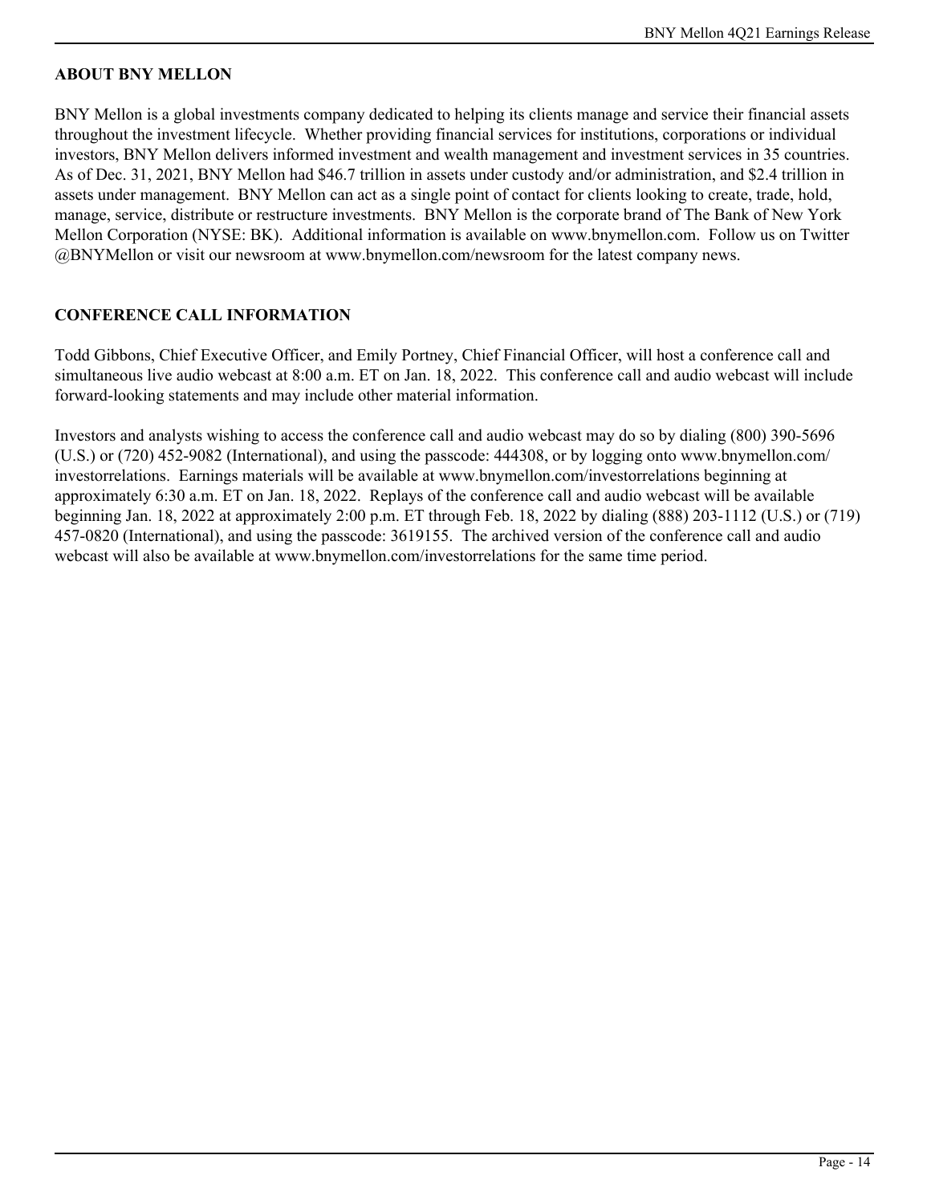## ABOUT BNY MELLON

BNY Mellon is a global investments company dedicated to helping its clients manage and service their financial assets throughout the investment lifecycle. Whether providing financial services for institutions, corporations or individual investors, BNY Mellon delivers informed investment and wealth management and investment services in 35 countries. As of Dec. 31, 2021, BNY Mellon had $46.7 trillion in assets under custody and/or administration, and $2.4 trillion in assets under management. BNY Mellon can act as a single point of contact for clients looking to create, trade, hold, manage, service, distribute or restructure investments. BNY Mellon is the corporate brand of The Bank of New York Mellon Corporation (NYSE: BK). Additional information is available on www.bnymellon.com. Follow us on Twitter @BNYMellon or visit our newsroom at www.bnymellon.com/newsroom for the latest company news.

## CONFERENCE CALL INFORMATION

Todd Gibbons, Chief Executive Officer, and Emily Portney, Chief Financial Officer, will host a conference call and simultaneous live audio webcast at 8:00 a.m. ET on Jan. 18, 2022. This conference call and audio webcast will include forward-looking statements and may include other material information.

Investors and analysts wishing to access the conference call and audio webcast may do so by dialing (800) 390-5696 (U.S.) or (720) 452-9082 (International), and using the passcode: 444308, or by logging onto www.bnymellon.com/investorrelations. Earnings materials will be available at www.bnymellon.com/investorrelations beginning at approximately 6:30 a.m. ET on Jan. 18, 2022. Replays of the conference call and audio webcast will be available beginning Jan. 18, 2022 at approximately 2:00 p.m. ET through Feb. 18, 2022 by dialing (888) 203-1112 (U.S.) or (719) 457-0820 (International), and using the passcode: 3619155. The archived version of the conference call and audio webcast will also be available at www.bnymellon.com/investorrelations for the same time period.